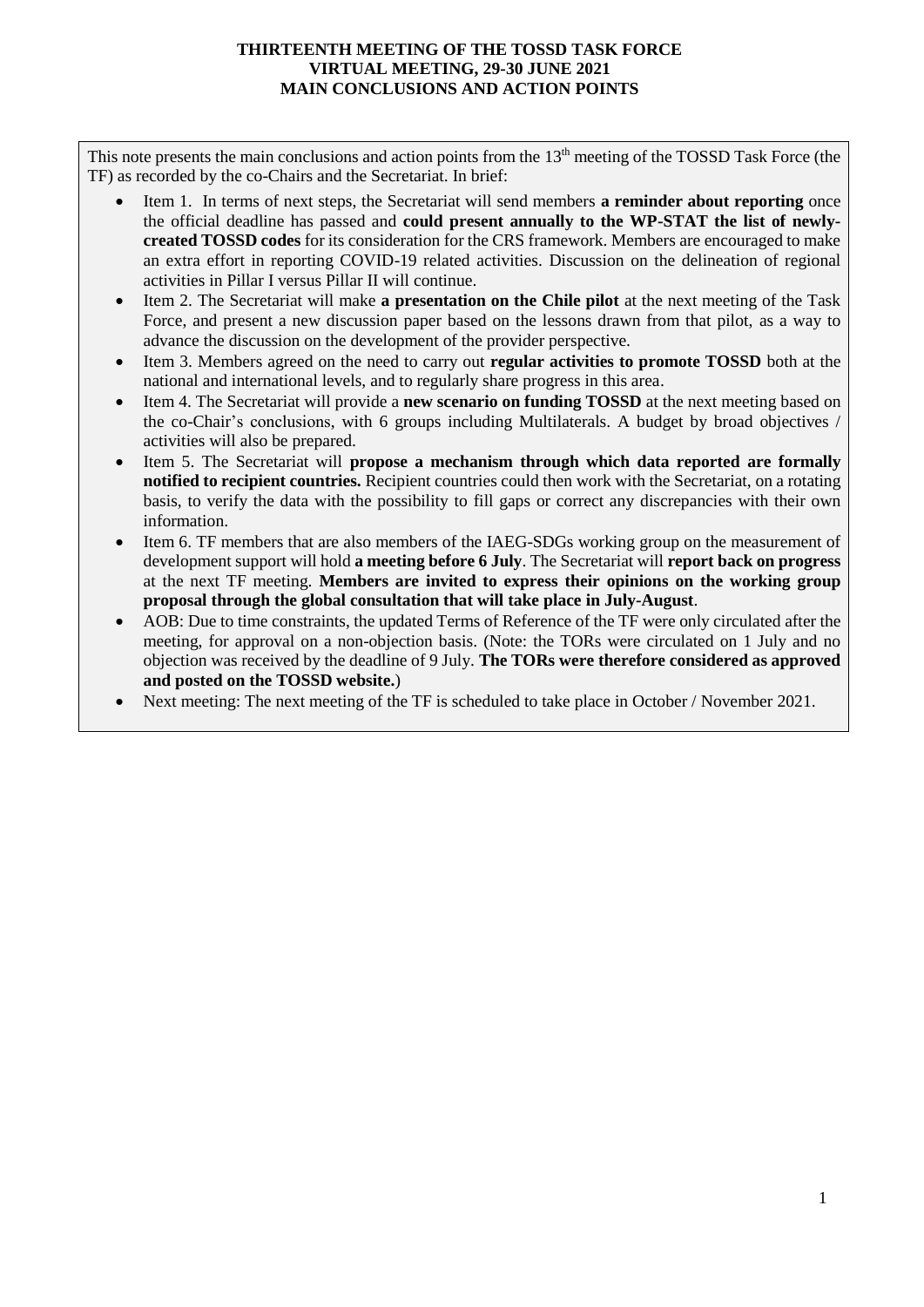# THIRTEENTH MEETING OF THE TOSSD TASK FORCE
## VIRTUAL MEETING, 29-30 JUNE 2021
## MAIN CONCLUSIONS AND ACTION POINTS

This note presents the main conclusions and action points from the 13th meeting of the TOSSD Task Force (the TF) as recorded by the co-Chairs and the Secretariat. In brief:

- Item 1. In terms of next steps, the Secretariat will send members **a reminder about reporting** once the official deadline has passed and **could present annually to the WP-STAT the list of newly-created TOSSD codes** for its consideration for the CRS framework. Members are encouraged to make an extra effort in reporting COVID-19 related activities. Discussion on the delineation of regional activities in Pillar I versus Pillar II will continue.
- Item 2. The Secretariat will make **a presentation on the Chile pilot** at the next meeting of the Task Force, and present a new discussion paper based on the lessons drawn from that pilot, as a way to advance the discussion on the development of the provider perspective.
- Item 3. Members agreed on the need to carry out **regular activities to promote TOSSD** both at the national and international levels, and to regularly share progress in this area.
- Item 4. The Secretariat will provide a **new scenario on funding TOSSD** at the next meeting based on the co-Chair's conclusions, with 6 groups including Multilaterals. A budget by broad objectives / activities will also be prepared.
- Item 5. The Secretariat will **propose a mechanism through which data reported are formally notified to recipient countries.** Recipient countries could then work with the Secretariat, on a rotating basis, to verify the data with the possibility to fill gaps or correct any discrepancies with their own information.
- Item 6. TF members that are also members of the IAEG-SDGs working group on the measurement of development support will hold **a meeting before 6 July**. The Secretariat will **report back on progress** at the next TF meeting. **Members are invited to express their opinions on the working group proposal through the global consultation that will take place in July-August**.
- AOB: Due to time constraints, the updated Terms of Reference of the TF were only circulated after the meeting, for approval on a non-objection basis. (Note: the TORs were circulated on 1 July and no objection was received by the deadline of 9 July. **The TORs were therefore considered as approved and posted on the TOSSD website.**)
- Next meeting: The next meeting of the TF is scheduled to take place in October / November 2021.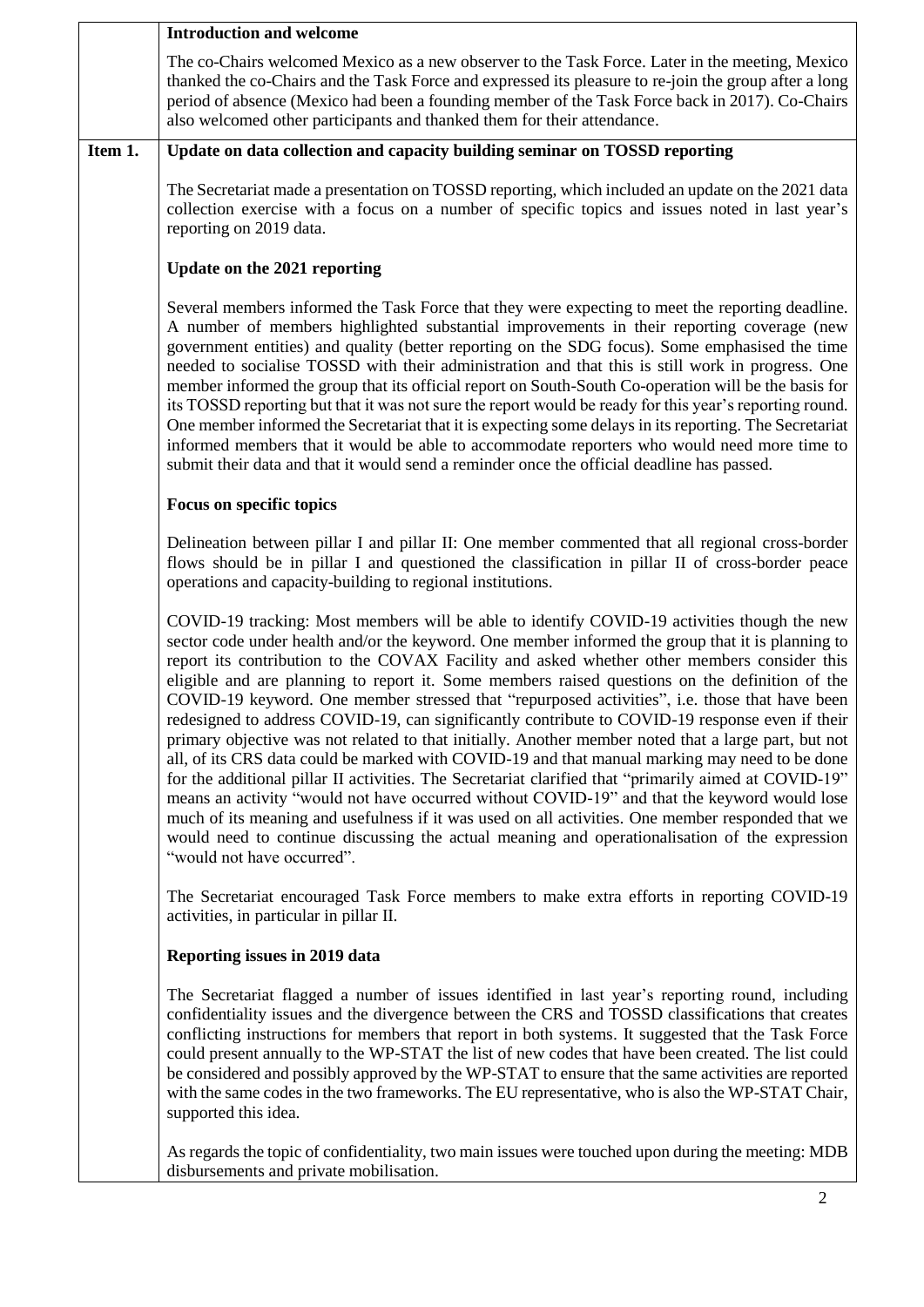**Introduction and welcome**

The co-Chairs welcomed Mexico as a new observer to the Task Force. Later in the meeting, Mexico thanked the co-Chairs and the Task Force and expressed its pleasure to re-join the group after a long period of absence (Mexico had been a founding member of the Task Force back in 2017). Co-Chairs also welcomed other participants and thanked them for their attendance.

**Item 1. Update on data collection and capacity building seminar on TOSSD reporting**

The Secretariat made a presentation on TOSSD reporting, which included an update on the 2021 data collection exercise with a focus on a number of specific topics and issues noted in last year's reporting on 2019 data.

**Update on the 2021 reporting**

Several members informed the Task Force that they were expecting to meet the reporting deadline. A number of members highlighted substantial improvements in their reporting coverage (new government entities) and quality (better reporting on the SDG focus). Some emphasised the time needed to socialise TOSSD with their administration and that this is still work in progress. One member informed the group that its official report on South-South Co-operation will be the basis for its TOSSD reporting but that it was not sure the report would be ready for this year's reporting round. One member informed the Secretariat that it is expecting some delays in its reporting. The Secretariat informed members that it would be able to accommodate reporters who would need more time to submit their data and that it would send a reminder once the official deadline has passed.

**Focus on specific topics**

Delineation between pillar I and pillar II: One member commented that all regional cross-border flows should be in pillar I and questioned the classification in pillar II of cross-border peace operations and capacity-building to regional institutions.

COVID-19 tracking: Most members will be able to identify COVID-19 activities though the new sector code under health and/or the keyword. One member informed the group that it is planning to report its contribution to the COVAX Facility and asked whether other members consider this eligible and are planning to report it. Some members raised questions on the definition of the COVID-19 keyword. One member stressed that "repurposed activities", i.e. those that have been redesigned to address COVID-19, can significantly contribute to COVID-19 response even if their primary objective was not related to that initially. Another member noted that a large part, but not all, of its CRS data could be marked with COVID-19 and that manual marking may need to be done for the additional pillar II activities. The Secretariat clarified that "primarily aimed at COVID-19" means an activity "would not have occurred without COVID-19" and that the keyword would lose much of its meaning and usefulness if it was used on all activities. One member responded that we would need to continue discussing the actual meaning and operationalisation of the expression "would not have occurred".

The Secretariat encouraged Task Force members to make extra efforts in reporting COVID-19 activities, in particular in pillar II.

**Reporting issues in 2019 data**

The Secretariat flagged a number of issues identified in last year's reporting round, including confidentiality issues and the divergence between the CRS and TOSSD classifications that creates conflicting instructions for members that report in both systems. It suggested that the Task Force could present annually to the WP-STAT the list of new codes that have been created. The list could be considered and possibly approved by the WP-STAT to ensure that the same activities are reported with the same codes in the two frameworks. The EU representative, who is also the WP-STAT Chair, supported this idea.

As regards the topic of confidentiality, two main issues were touched upon during the meeting: MDB disbursements and private mobilisation.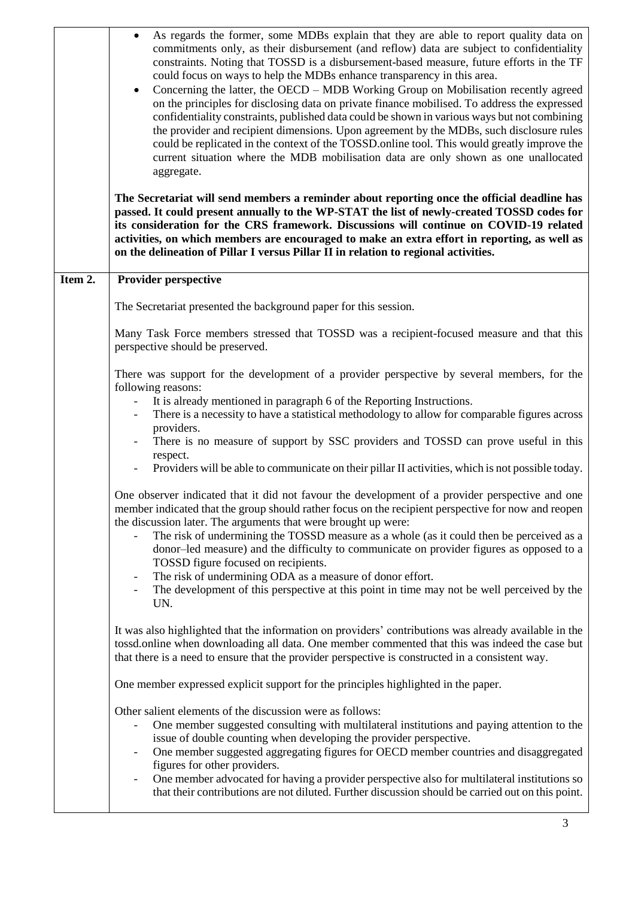- As regards the former, some MDBs explain that they are able to report quality data on commitments only, as their disbursement (and reflow) data are subject to confidentiality constraints. Noting that TOSSD is a disbursement-based measure, future efforts in the TF could focus on ways to help the MDBs enhance transparency in this area.
- Concerning the latter, the OECD – MDB Working Group on Mobilisation recently agreed on the principles for disclosing data on private finance mobilised. To address the expressed confidentiality constraints, published data could be shown in various ways but not combining the provider and recipient dimensions. Upon agreement by the MDBs, such disclosure rules could be replicated in the context of the TOSSD.online tool. This would greatly improve the current situation where the MDB mobilisation data are only shown as one unallocated aggregate.

**The Secretariat will send members a reminder about reporting once the official deadline has passed. It could present annually to the WP-STAT the list of newly-created TOSSD codes for its consideration for the CRS framework. Discussions will continue on COVID-19 related activities, on which members are encouraged to make an extra effort in reporting, as well as on the delineation of Pillar I versus Pillar II in relation to regional activities.**

## Item 2. Provider perspective

The Secretariat presented the background paper for this session.

Many Task Force members stressed that TOSSD was a recipient-focused measure and that this perspective should be preserved.

There was support for the development of a provider perspective by several members, for the following reasons:

- It is already mentioned in paragraph 6 of the Reporting Instructions.
- There is a necessity to have a statistical methodology to allow for comparable figures across providers.
- There is no measure of support by SSC providers and TOSSD can prove useful in this respect.
- Providers will be able to communicate on their pillar II activities, which is not possible today.

One observer indicated that it did not favour the development of a provider perspective and one member indicated that the group should rather focus on the recipient perspective for now and reopen the discussion later. The arguments that were brought up were:

- The risk of undermining the TOSSD measure as a whole (as it could then be perceived as a donor–led measure) and the difficulty to communicate on provider figures as opposed to a TOSSD figure focused on recipients.
- The risk of undermining ODA as a measure of donor effort.
- The development of this perspective at this point in time may not be well perceived by the UN.

It was also highlighted that the information on providers' contributions was already available in the tossd.online when downloading all data. One member commented that this was indeed the case but that there is a need to ensure that the provider perspective is constructed in a consistent way.

One member expressed explicit support for the principles highlighted in the paper.

Other salient elements of the discussion were as follows:

- One member suggested consulting with multilateral institutions and paying attention to the issue of double counting when developing the provider perspective.
- One member suggested aggregating figures for OECD member countries and disaggregated figures for other providers.
- One member advocated for having a provider perspective also for multilateral institutions so that their contributions are not diluted. Further discussion should be carried out on this point.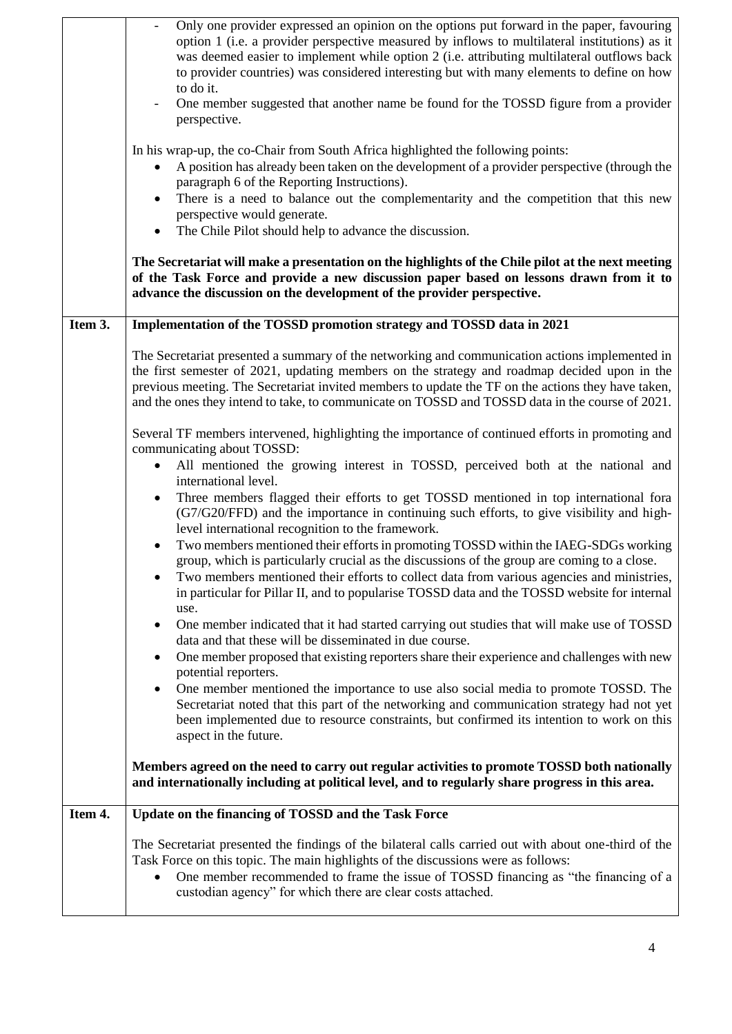| | |
|---|---|
| | - Only one provider expressed an opinion on the options put forward in the paper, favouring option 1 (i.e. a provider perspective measured by inflows to multilateral institutions) as it was deemed easier to implement while option 2 (i.e. attributing multilateral outflows back to provider countries) was considered interesting but with many elements to define on how to do it.<br>- One member suggested that another name be found for the TOSSD figure from a provider perspective.<br><br>In his wrap-up, the co-Chair from South Africa highlighted the following points:<br>• A position has already been taken on the development of a provider perspective (through the paragraph 6 of the Reporting Instructions).<br>• There is a need to balance out the complementarity and the competition that this new perspective would generate.<br>• The Chile Pilot should help to advance the discussion.<br><br>**The Secretariat will make a presentation on the highlights of the Chile pilot at the next meeting of the Task Force and provide a new discussion paper based on lessons drawn from it to advance the discussion on the development of the provider perspective.** |
| **Item 3.** | **Implementation of the TOSSD promotion strategy and TOSSD data in 2021**<br><br>The Secretariat presented a summary of the networking and communication actions implemented in the first semester of 2021, updating members on the strategy and roadmap decided upon in the previous meeting. The Secretariat invited members to update the TF on the actions they have taken, and the ones they intend to take, to communicate on TOSSD and TOSSD data in the course of 2021.<br><br>Several TF members intervened, highlighting the importance of continued efforts in promoting and communicating about TOSSD:<br>• All mentioned the growing interest in TOSSD, perceived both at the national and international level.<br>• Three members flagged their efforts to get TOSSD mentioned in top international fora (G7/G20/FFD) and the importance in continuing such efforts, to give visibility and high-level international recognition to the framework.<br>• Two members mentioned their efforts in promoting TOSSD within the IAEG-SDGs working group, which is particularly crucial as the discussions of the group are coming to a close.<br>• Two members mentioned their efforts to collect data from various agencies and ministries, in particular for Pillar II, and to popularise TOSSD data and the TOSSD website for internal use.<br>• One member indicated that it had started carrying out studies that will make use of TOSSD data and that these will be disseminated in due course.<br>• One member proposed that existing reporters share their experience and challenges with new potential reporters.<br>• One member mentioned the importance to use also social media to promote TOSSD. The Secretariat noted that this part of the networking and communication strategy had not yet been implemented due to resource constraints, but confirmed its intention to work on this aspect in the future.<br><br>**Members agreed on the need to carry out regular activities to promote TOSSD both nationally and internationally including at political level, and to regularly share progress in this area.** |
| **Item 4.** | **Update on the financing of TOSSD and the Task Force**<br><br>The Secretariat presented the findings of the bilateral calls carried out with about one-third of the Task Force on this topic. The main highlights of the discussions were as follows:<br>• One member recommended to frame the issue of TOSSD financing as "the financing of a custodian agency" for which there are clear costs attached. |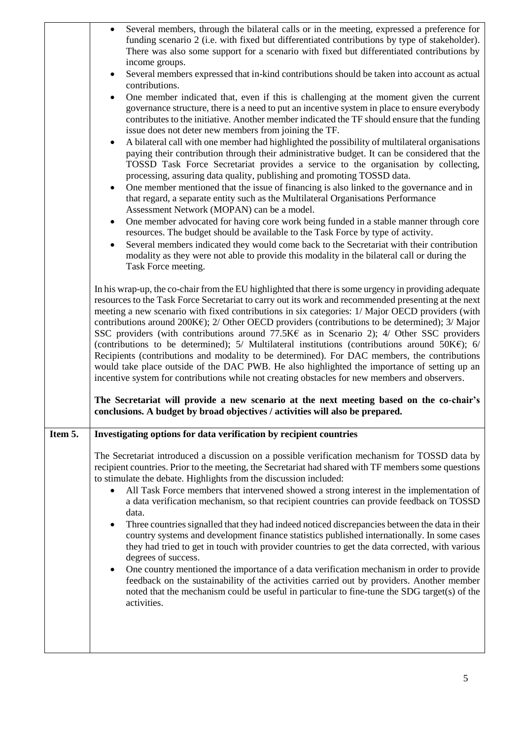| | |
|---|---|
| | - Several members, through the bilateral calls or in the meeting, expressed a preference for funding scenario 2 (i.e. with fixed but differentiated contributions by type of stakeholder). There was also some support for a scenario with fixed but differentiated contributions by income groups.<br>- Several members expressed that in-kind contributions should be taken into account as actual contributions.<br>- One member indicated that, even if this is challenging at the moment given the current governance structure, there is a need to put an incentive system in place to ensure everybody contributes to the initiative. Another member indicated the TF should ensure that the funding issue does not deter new members from joining the TF.<br>- A bilateral call with one member had highlighted the possibility of multilateral organisations paying their contribution through their administrative budget. It can be considered that the TOSSD Task Force Secretariat provides a service to the organisation by collecting, processing, assuring data quality, publishing and promoting TOSSD data.<br>- One member mentioned that the issue of financing is also linked to the governance and in that regard, a separate entity such as the Multilateral Organisations Performance Assessment Network (MOPAN) can be a model.<br>- One member advocated for having core work being funded in a stable manner through core resources. The budget should be available to the Task Force by type of activity.<br>- Several members indicated they would come back to the Secretariat with their contribution modality as they were not able to provide this modality in the bilateral call or during the Task Force meeting.<br><br>In his wrap-up, the co-chair from the EU highlighted that there is some urgency in providing adequate resources to the Task Force Secretariat to carry out its work and recommended presenting at the next meeting a new scenario with fixed contributions in six categories: 1/ Major OECD providers (with contributions around 200K€); 2/ Other OECD providers (contributions to be determined); 3/ Major SSC providers (with contributions around 77.5K€ as in Scenario 2); 4/ Other SSC providers (contributions to be determined); 5/ Multilateral institutions (contributions around 50K€); 6/ Recipients (contributions and modality to be determined). For DAC members, the contributions would take place outside of the DAC PWB. He also highlighted the importance of setting up an incentive system for contributions while not creating obstacles for new members and observers.<br><br>**The Secretariat will provide a new scenario at the next meeting based on the co-chair's conclusions. A budget by broad objectives / activities will also be prepared.** |
| **Item 5.** | **Investigating options for data verification by recipient countries**<br><br>The Secretariat introduced a discussion on a possible verification mechanism for TOSSD data by recipient countries. Prior to the meeting, the Secretariat had shared with TF members some questions to stimulate the debate. Highlights from the discussion included:<br>- All Task Force members that intervened showed a strong interest in the implementation of a data verification mechanism, so that recipient countries can provide feedback on TOSSD data.<br>- Three countries signalled that they had indeed noticed discrepancies between the data in their country systems and development finance statistics published internationally. In some cases they had tried to get in touch with provider countries to get the data corrected, with various degrees of success.<br>- One country mentioned the importance of a data verification mechanism in order to provide feedback on the sustainability of the activities carried out by providers. Another member noted that the mechanism could be useful in particular to fine-tune the SDG target(s) of the activities. |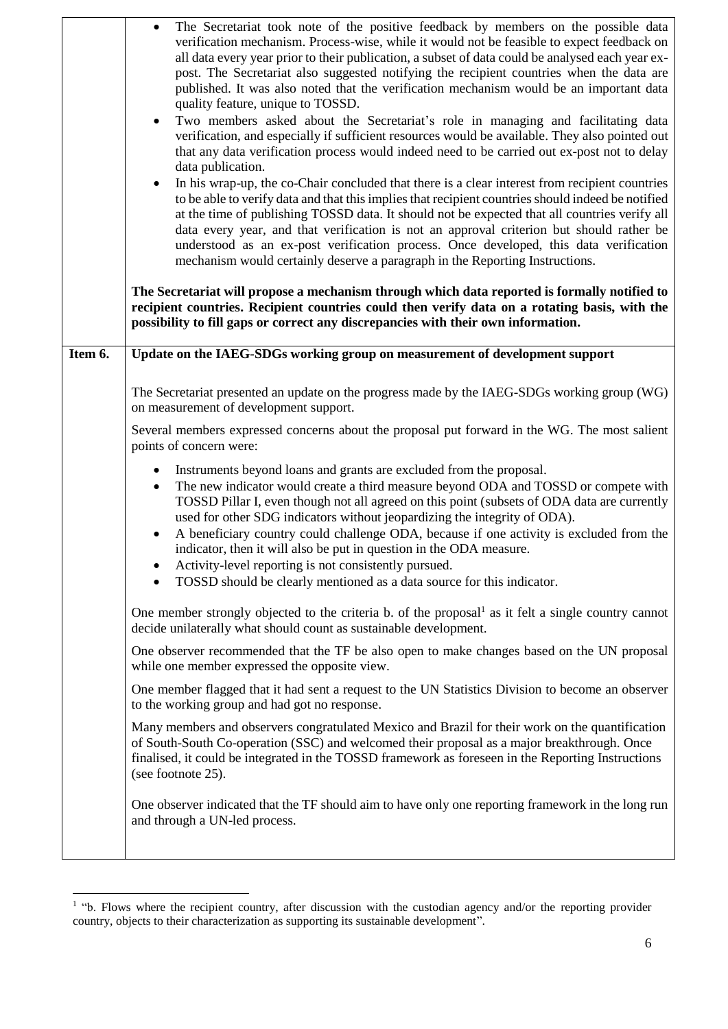| | |
|---|---|
| | • The Secretariat took note of the positive feedback by members on the possible data verification mechanism. Process-wise, while it would not be feasible to expect feedback on all data every year prior to their publication, a subset of data could be analysed each year ex-post. The Secretariat also suggested notifying the recipient countries when the data are published. It was also noted that the verification mechanism would be an important data quality feature, unique to TOSSD.<br>• Two members asked about the Secretariat's role in managing and facilitating data verification, and especially if sufficient resources would be available. They also pointed out that any data verification process would indeed need to be carried out ex-post not to delay data publication.<br>• In his wrap-up, the co-Chair concluded that there is a clear interest from recipient countries to be able to verify data and that this implies that recipient countries should indeed be notified at the time of publishing TOSSD data. It should not be expected that all countries verify all data every year, and that verification is not an approval criterion but should rather be understood as an ex-post verification process. Once developed, this data verification mechanism would certainly deserve a paragraph in the Reporting Instructions.<br><br>**The Secretariat will propose a mechanism through which data reported is formally notified to recipient countries. Recipient countries could then verify data on a rotating basis, with the possibility to fill gaps or correct any discrepancies with their own information.** |
| **Item 6.** | **Update on the IAEG-SDGs working group on measurement of development support**<br><br>The Secretariat presented an update on the progress made by the IAEG-SDGs working group (WG) on measurement of development support.<br><br>Several members expressed concerns about the proposal put forward in the WG. The most salient points of concern were:<br><br>• Instruments beyond loans and grants are excluded from the proposal.<br>• The new indicator would create a third measure beyond ODA and TOSSD or compete with TOSSD Pillar I, even though not all agreed on this point (subsets of ODA data are currently used for other SDG indicators without jeopardizing the integrity of ODA).<br>• A beneficiary country could challenge ODA, because if one activity is excluded from the indicator, then it will also be put in question in the ODA measure.<br>• Activity-level reporting is not consistently pursued.<br>• TOSSD should be clearly mentioned as a data source for this indicator.<br><br>One member strongly objected to the criteria b. of the proposal[1] as it felt a single country cannot decide unilaterally what should count as sustainable development.<br><br>One observer recommended that the TF be also open to make changes based on the UN proposal while one member expressed the opposite view.<br><br>One member flagged that it had sent a request to the UN Statistics Division to become an observer to the working group and had got no response.<br><br>Many members and observers congratulated Mexico and Brazil for their work on the quantification of South-South Co-operation (SSC) and welcomed their proposal as a major breakthrough. Once finalised, it could be integrated in the TOSSD framework as foreseen in the Reporting Instructions (see footnote 25).<br><br>One observer indicated that the TF should aim to have only one reporting framework in the long run and through a UN-led process. |

[1] "b. Flows where the recipient country, after discussion with the custodian agency and/or the reporting provider country, objects to their characterization as supporting its sustainable development".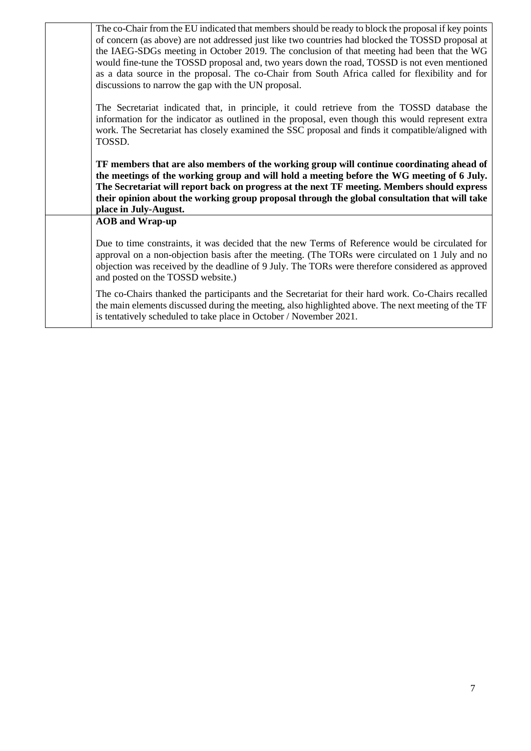| | |
|---|---|
| | The co-Chair from the EU indicated that members should be ready to block the proposal if key points of concern (as above) are not addressed just like two countries had blocked the TOSSD proposal at the IAEG-SDGs meeting in October 2019. The conclusion of that meeting had been that the WG would fine-tune the TOSSD proposal and, two years down the road, TOSSD is not even mentioned as a data source in the proposal. The co-Chair from South Africa called for flexibility and for discussions to narrow the gap with the UN proposal.<br><br>The Secretariat indicated that, in principle, it could retrieve from the TOSSD database the information for the indicator as outlined in the proposal, even though this would represent extra work. The Secretariat has closely examined the SSC proposal and finds it compatible/aligned with TOSSD.<br><br>**TF members that are also members of the working group will continue coordinating ahead of the meetings of the working group and will hold a meeting before the WG meeting of 6 July. The Secretariat will report back on progress at the next TF meeting. Members should express their opinion about the working group proposal through the global consultation that will take place in July-August.** |
| | **AOB and Wrap-up**<br><br>Due to time constraints, it was decided that the new Terms of Reference would be circulated for approval on a non-objection basis after the meeting. (The TORs were circulated on 1 July and no objection was received by the deadline of 9 July. The TORs were therefore considered as approved and posted on the TOSSD website.)<br><br>The co-Chairs thanked the participants and the Secretariat for their hard work. Co-Chairs recalled the main elements discussed during the meeting, also highlighted above. The next meeting of the TF is tentatively scheduled to take place in October / November 2021. |